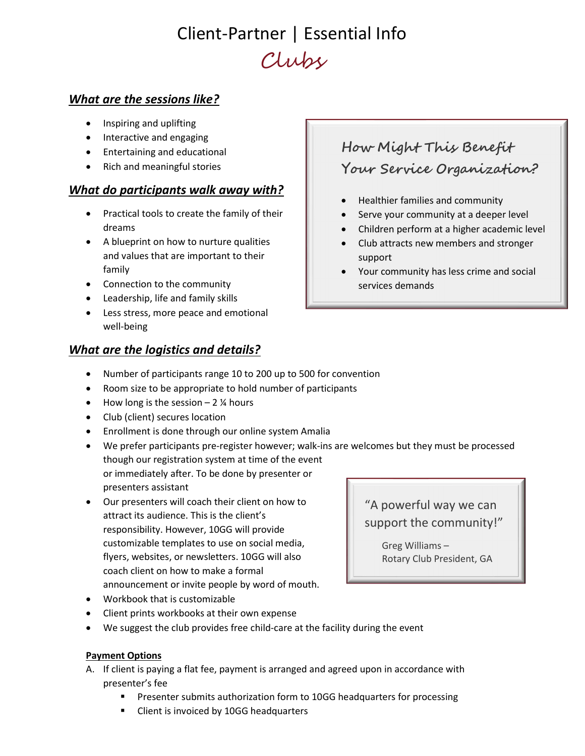# Client-Partner | Essential Info

## Clubs

### *What are the sessions like?*

- Inspiring and uplifting
- Interactive and engaging
- Entertaining and educational
- Rich and meaningful stories

### *What do participants walk away with?*

- Practical tools to create the family of their dreams
- A blueprint on how to nurture qualities and values that are important to their family
- Connection to the community
- Leadership, life and family skills
- Less stress, more peace and emotional well-being

### *How Might This Benefit Your Service Organization?*

- Healthier families and community
- Serve your community at a deeper level
- Children perform at a higher academic level
- Club attracts new members and stronger support
- Your community has less crime and social services demands

### *What are the logistics and details?*

- Number of participants range 10 to 200 up to 500 for convention
- Room size to be appropriate to hold number of participants
- How long is the session – 2 ¼ hours
- Club (client) secures location
- Enrollment is done through our online system Amalia
- We prefer participants pre-register however; walk-ins are welcomes but they must be processed though our registration system at time of the event or immediately after. To be done by presenter or presenters assistant
- Our presenters will coach their client on how to attract its audience. This is the client's responsibility. However, 10GG will provide customizable templates to use on social media, flyers, websites, or newsletters. 10GG will also coach client on how to make a formal announcement or invite people by word of mouth.
- Workbook that is customizable
- Client prints workbooks at their own expense
- We suggest the club provides free child-care at the facility during the event

> "A powerful way we can support the community!"
>
> Greg Williams – Rotary Club President, GA

**Payment Options**

A. If client is paying a flat fee, payment is arranged and agreed upon in accordance with presenter's fee
   - Presenter submits authorization form to 10GG headquarters for processing
   - Client is invoiced by 10GG headquarters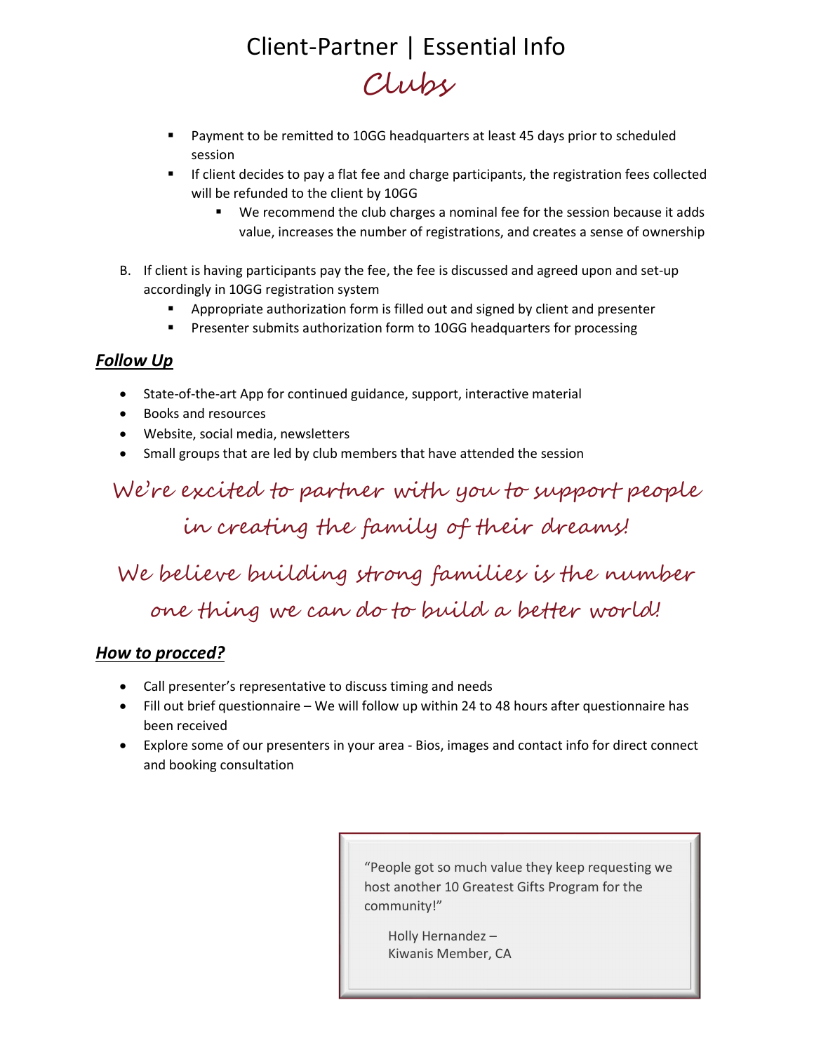# Client-Partner | Essential Info

## Clubs

- Payment to be remitted to 10GG headquarters at least 45 days prior to scheduled session
- If client decides to pay a flat fee and charge participants, the registration fees collected will be refunded to the client by 10GG
  - We recommend the club charges a nominal fee for the session because it adds value, increases the number of registrations, and creates a sense of ownership

B. If client is having participants pay the fee, the fee is discussed and agreed upon and set-up accordingly in 10GG registration system
  - Appropriate authorization form is filled out and signed by client and presenter
  - Presenter submits authorization form to 10GG headquarters for processing

### ***Follow Up***

- State-of-the-art App for continued guidance, support, interactive material
- Books and resources
- Website, social media, newsletters
- Small groups that are led by club members that have attended the session

*We're excited to partner with you to support people in creating the family of their dreams!*

*We believe building strong families is the number one thing we can do to build a better world!*

### ***How to procced?***

- Call presenter's representative to discuss timing and needs
- Fill out brief questionnaire – We will follow up within 24 to 48 hours after questionnaire has been received
- Explore some of our presenters in your area - Bios, images and contact info for direct connect and booking consultation

> "People got so much value they keep requesting we host another 10 Greatest Gifts Program for the community!"
>
> Holly Hernandez –
> Kiwanis Member, CA